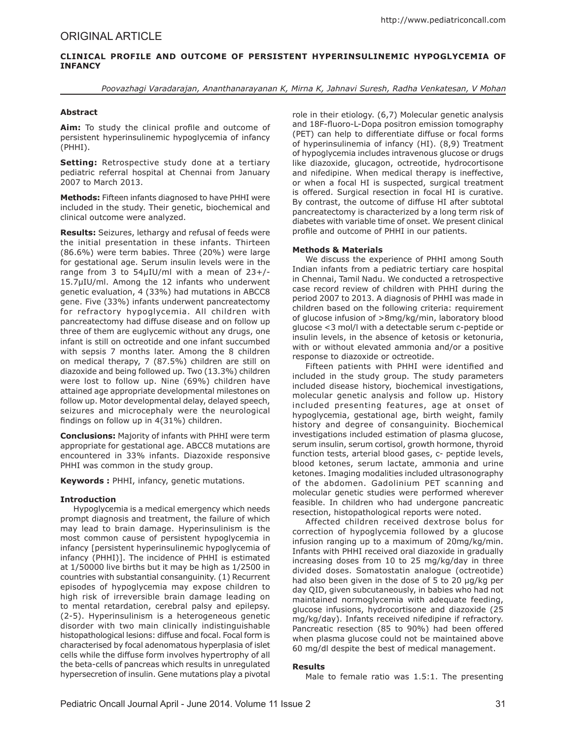ORIGINAL ARTICLE

# CLINICAL PROFILE AND OUTCOME OF PERSISTENT HYPERINSULINEMIC HYPOGLYCEMIA OF INFANCY

*Poovazhagi Varadarajan, Ananthanarayanan K, Mirna K, Jahnavi Suresh, Radha Venkatesan, V Mohan*

### Abstract

**Aim:** To study the clinical profile and outcome of persistent hyperinsulinemic hypoglycemia of infancy (PHHI).

**Setting:** Retrospective study done at a tertiary pediatric referral hospital at Chennai from January 2007 to March 2013.

**Methods:** Fifteen infants diagnosed to have PHHI were included in the study. Their genetic, biochemical and clinical outcome were analyzed.

**Results:** Seizures, lethargy and refusal of feeds were the initial presentation in these infants. Thirteen (86.6%) were term babies. Three (20%) were large for gestational age. Serum insulin levels were in the range from 3 to 54μIU/ml with a mean of 23+/-15.7μIU/ml. Among the 12 infants who underwent genetic evaluation, 4 (33%) had mutations in ABCC8 gene. Five (33%) infants underwent pancreatectomy for refractory hypoglycemia. All children with pancreatectomy had diffuse disease and on follow up three of them are euglycemic without any drugs, one infant is still on octreotide and one infant succumbed with sepsis 7 months later. Among the 8 children on medical therapy, 7 (87.5%) children are still on diazoxide and being followed up. Two (13.3%) children were lost to follow up. Nine (69%) children have attained age appropriate developmental milestones on follow up. Motor developmental delay, delayed speech, seizures and microcephaly were the neurological findings on follow up in 4(31%) children.

**Conclusions:** Majority of infants with PHHI were term appropriate for gestational age. ABCC8 mutations are encountered in 33% infants. Diazoxide responsive PHHI was common in the study group.

**Keywords :** PHHI, infancy, genetic mutations.

### Introduction

Hypoglycemia is a medical emergency which needs prompt diagnosis and treatment, the failure of which may lead to brain damage. Hyperinsulinism is the most common cause of persistent hypoglycemia in infancy [persistent hyperinsulinemic hypoglycemia of infancy (PHHI)]. The incidence of PHHI is estimated at 1/50000 live births but it may be high as 1/2500 in countries with substantial consanguinity. (1) Recurrent episodes of hypoglycemia may expose children to high risk of irreversible brain damage leading on to mental retardation, cerebral palsy and epilepsy. (2-5). Hyperinsulinism is a heterogeneous genetic disorder with two main clinically indistinguishable histopathological lesions: diffuse and focal. Focal form is characterised by focal adenomatous hyperplasia of islet cells while the diffuse form involves hypertrophy of all the beta-cells of pancreas which results in unregulated hypersecretion of insulin. Gene mutations play a pivotal role in their etiology. (6,7) Molecular genetic analysis and 18F-fluoro-L-Dopa positron emission tomography (PET) can help to differentiate diffuse or focal forms of hyperinsulinemia of infancy (HI). (8,9) Treatment of hypoglycemia includes intravenous glucose or drugs like diazoxide, glucagon, octreotide, hydrocortisone and nifedipine. When medical therapy is ineffective, or when a focal HI is suspected, surgical treatment is offered. Surgical resection in focal HI is curative. By contrast, the outcome of diffuse HI after subtotal pancreatectomy is characterized by a long term risk of diabetes with variable time of onset. We present clinical profile and outcome of PHHI in our patients.

### Methods & Materials

We discuss the experience of PHHI among South Indian infants from a pediatric tertiary care hospital in Chennai, Tamil Nadu. We conducted a retrospective case record review of children with PHHI during the period 2007 to 2013. A diagnosis of PHHI was made in children based on the following criteria: requirement of glucose infusion of >8mg/kg/min, laboratory blood glucose <3 mol/l with a detectable serum c-peptide or insulin levels, in the absence of ketosis or ketonuria, with or without elevated ammonia and/or a positive response to diazoxide or octreotide.

Fifteen patients with PHHI were identified and included in the study group. The study parameters included disease history, biochemical investigations, molecular genetic analysis and follow up. History included presenting features, age at onset of hypoglycemia, gestational age, birth weight, family history and degree of consanguinity. Biochemical investigations included estimation of plasma glucose, serum insulin, serum cortisol, growth hormone, thyroid function tests, arterial blood gases, c- peptide levels, blood ketones, serum lactate, ammonia and urine ketones. Imaging modalities included ultrasonography of the abdomen. Gadolinium PET scanning and molecular genetic studies were performed wherever feasible. In children who had undergone pancreatic resection, histopathological reports were noted.

Affected children received dextrose bolus for correction of hypoglycemia followed by a glucose infusion ranging up to a maximum of 20mg/kg/min. Infants with PHHI received oral diazoxide in gradually increasing doses from 10 to 25 mg/kg/day in three divided doses. Somatostatin analogue (octreotide) had also been given in the dose of 5 to 20 μg/kg per day QID, given subcutaneously, in babies who had not maintained normoglycemia with adequate feeding, glucose infusions, hydrocortisone and diazoxide (25 mg/kg/day). Infants received nifedipine if refractory. Pancreatic resection (85 to 90%) had been offered when plasma glucose could not be maintained above 60 mg/dl despite the best of medical management.

### Results

Male to female ratio was 1.5:1. The presenting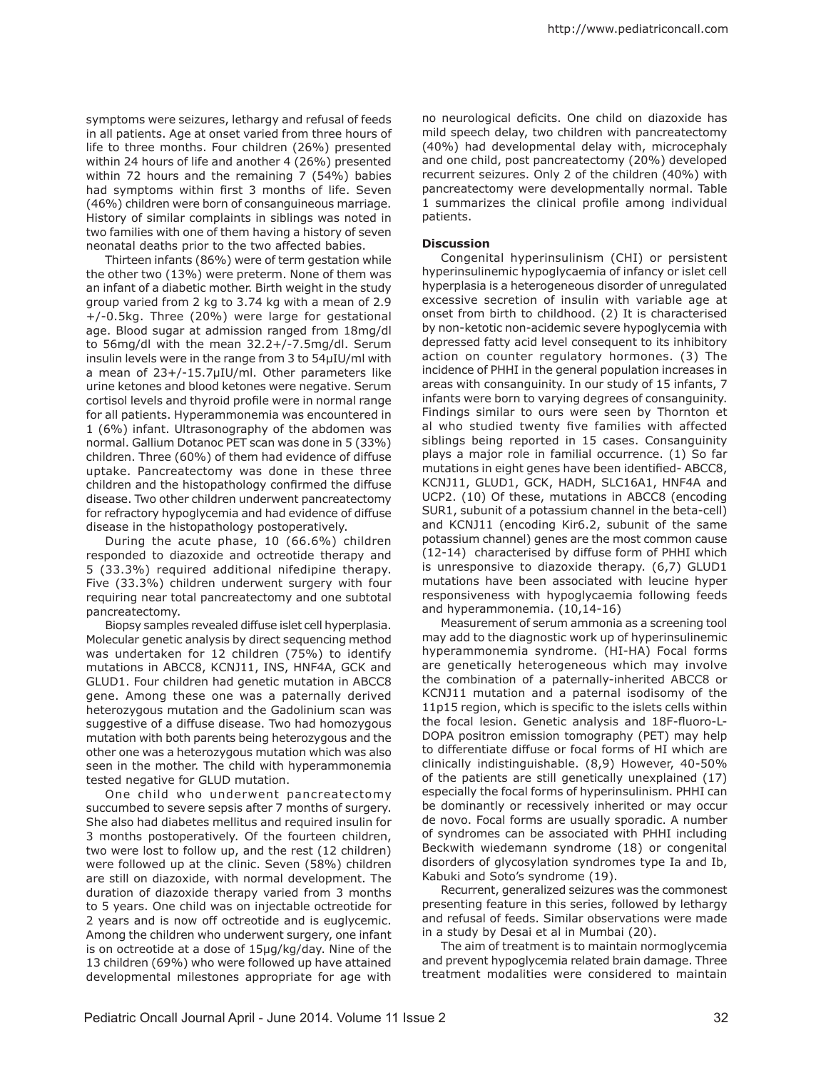symptoms were seizures, lethargy and refusal of feeds in all patients. Age at onset varied from three hours of life to three months. Four children (26%) presented within 24 hours of life and another 4 (26%) presented within 72 hours and the remaining 7 (54%) babies had symptoms within first 3 months of life. Seven (46%) children were born of consanguineous marriage. History of similar complaints in siblings was noted in two families with one of them having a history of seven neonatal deaths prior to the two affected babies.

Thirteen infants (86%) were of term gestation while the other two (13%) were preterm. None of them was an infant of a diabetic mother. Birth weight in the study group varied from 2 kg to 3.74 kg with a mean of 2.9 +/-0.5kg. Three (20%) were large for gestational age. Blood sugar at admission ranged from 18mg/dl to 56mg/dl with the mean 32.2+/-7.5mg/dl. Serum insulin levels were in the range from 3 to 54μIU/ml with a mean of 23+/-15.7μIU/ml. Other parameters like urine ketones and blood ketones were negative. Serum cortisol levels and thyroid profile were in normal range for all patients. Hyperammonemia was encountered in 1 (6%) infant. Ultrasonography of the abdomen was normal. Gallium Dotanoc PET scan was done in 5 (33%) children. Three (60%) of them had evidence of diffuse uptake. Pancreatectomy was done in these three children and the histopathology confirmed the diffuse disease. Two other children underwent pancreatectomy for refractory hypoglycemia and had evidence of diffuse disease in the histopathology postoperatively.

During the acute phase, 10 (66.6%) children responded to diazoxide and octreotide therapy and 5 (33.3%) required additional nifedipine therapy. Five (33.3%) children underwent surgery with four requiring near total pancreatectomy and one subtotal pancreatectomy.

Biopsy samples revealed diffuse islet cell hyperplasia. Molecular genetic analysis by direct sequencing method was undertaken for 12 children (75%) to identify mutations in ABCC8, KCNJ11, INS, HNF4A, GCK and GLUD1. Four children had genetic mutation in ABCC8 gene. Among these one was a paternally derived heterozygous mutation and the Gadolinium scan was suggestive of a diffuse disease. Two had homozygous mutation with both parents being heterozygous and the other one was a heterozygous mutation which was also seen in the mother. The child with hyperammonemia tested negative for GLUD mutation.

One child who underwent pancreatectomy succumbed to severe sepsis after 7 months of surgery. She also had diabetes mellitus and required insulin for 3 months postoperatively. Of the fourteen children, two were lost to follow up, and the rest (12 children) were followed up at the clinic. Seven (58%) children are still on diazoxide, with normal development. The duration of diazoxide therapy varied from 3 months to 5 years. One child was on injectable octreotide for 2 years and is now off octreotide and is euglycemic. Among the children who underwent surgery, one infant is on octreotide at a dose of 15μg/kg/day. Nine of the 13 children (69%) who were followed up have attained developmental milestones appropriate for age with no neurological deficits. One child on diazoxide has mild speech delay, two children with pancreatectomy (40%) had developmental delay with, microcephaly and one child, post pancreatectomy (20%) developed recurrent seizures. Only 2 of the children (40%) with pancreatectomy were developmentally normal. Table 1 summarizes the clinical profile among individual patients.

## Discussion

Congenital hyperinsulinism (CHI) or persistent hyperinsulinemic hypoglycaemia of infancy or islet cell hyperplasia is a heterogeneous disorder of unregulated excessive secretion of insulin with variable age at onset from birth to childhood. (2) It is characterised by non-ketotic non-acidemic severe hypoglycemia with depressed fatty acid level consequent to its inhibitory action on counter regulatory hormones. (3) The incidence of PHHI in the general population increases in areas with consanguinity. In our study of 15 infants, 7 infants were born to varying degrees of consanguinity. Findings similar to ours were seen by Thornton et al who studied twenty five families with affected siblings being reported in 15 cases. Consanguinity plays a major role in familial occurrence. (1) So far mutations in eight genes have been identified- ABCC8, KCNJ11, GLUD1, GCK, HADH, SLC16A1, HNF4A and UCP2. (10) Of these, mutations in ABCC8 (encoding SUR1, subunit of a potassium channel in the beta-cell) and KCNJ11 (encoding Kir6.2, subunit of the same potassium channel) genes are the most common cause (12-14) characterised by diffuse form of PHHI which is unresponsive to diazoxide therapy. (6,7) GLUD1 mutations have been associated with leucine hyper responsiveness with hypoglycaemia following feeds and hyperammonemia. (10,14-16)

Measurement of serum ammonia as a screening tool may add to the diagnostic work up of hyperinsulinemic hyperammonemia syndrome. (HI-HA) Focal forms are genetically heterogeneous which may involve the combination of a paternally-inherited ABCC8 or KCNJ11 mutation and a paternal isodisomy of the 11p15 region, which is specific to the islets cells within the focal lesion. Genetic analysis and 18F-fluoro-L-DOPA positron emission tomography (PET) may help to differentiate diffuse or focal forms of HI which are clinically indistinguishable. (8,9) However, 40-50% of the patients are still genetically unexplained (17) especially the focal forms of hyperinsulinism. PHHI can be dominantly or recessively inherited or may occur de novo. Focal forms are usually sporadic. A number of syndromes can be associated with PHHI including Beckwith wiedemann syndrome (18) or congenital disorders of glycosylation syndromes type Ia and Ib, Kabuki and Soto's syndrome (19).

Recurrent, generalized seizures was the commonest presenting feature in this series, followed by lethargy and refusal of feeds. Similar observations were made in a study by Desai et al in Mumbai (20).

The aim of treatment is to maintain normoglycemia and prevent hypoglycemia related brain damage. Three treatment modalities were considered to maintain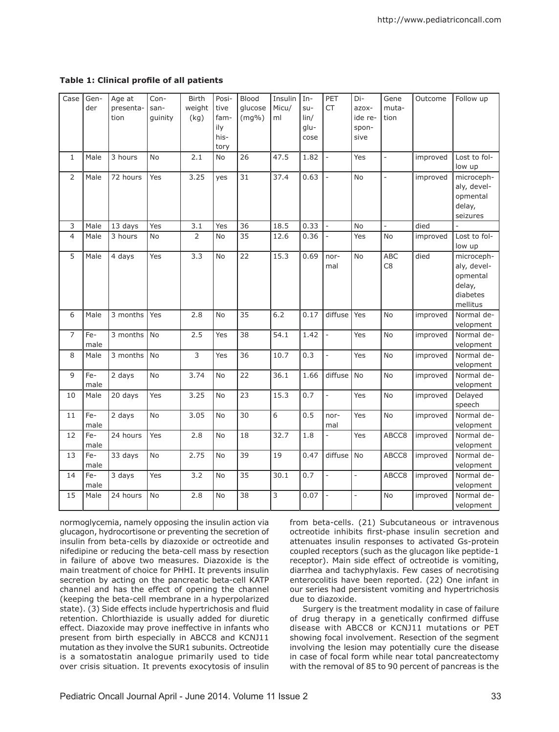**Table 1: Clinical profile of all patients**

| Case | Gender | Age at presentation | Consanguinity | Birth weight (kg) | Positive family history | Blood glucose (mg%) | Insulin Micu/ml | Insulin/glucose | PET CT | Diazoxide responsive | Gene mutation | Outcome | Follow up |
|---|---|---|---|---|---|---|---|---|---|---|---|---|---|
| 1 | Male | 3 hours | No | 2.1 | No | 26 | 47.5 | 1.82 | - | Yes | - | improved | Lost to follow up |
| 2 | Male | 72 hours | Yes | 3.25 | yes | 31 | 37.4 | 0.63 | - | No | - | improved | microcephaly, developmental delay, seizures |
| 3 | Male | 13 days | Yes | 3.1 | Yes | 36 | 18.5 | 0.33 | - | No | - | died | - |
| 4 | Male | 3 hours | No | 2 | No | 35 | 12.6 | 0.36 | - | Yes | No | improved | Lost to follow up |
| 5 | Male | 4 days | Yes | 3.3 | No | 22 | 15.3 | 0.69 | normal | No | ABC C8 | died | microcephaly, developmental delay, diabetes mellitus |
| 6 | Male | 3 months | Yes | 2.8 | No | 35 | 6.2 | 0.17 | diffuse | Yes | No | improved | Normal development |
| 7 | Female | 3 months | No | 2.5 | Yes | 38 | 54.1 | 1.42 | - | Yes | No | improved | Normal development |
| 8 | Male | 3 months | No | 3 | Yes | 36 | 10.7 | 0.3 | - | Yes | No | improved | Normal development |
| 9 | Female | 2 days | No | 3.74 | No | 22 | 36.1 | 1.66 | diffuse | No | No | improved | Normal development |
| 10 | Male | 20 days | Yes | 3.25 | No | 23 | 15.3 | 0.7 | - | Yes | No | improved | Delayed speech |
| 11 | Female | 2 days | No | 3.05 | No | 30 | 6 | 0.5 | normal | Yes | No | improved | Normal development |
| 12 | Female | 24 hours | Yes | 2.8 | No | 18 | 32.7 | 1.8 | - | Yes | ABCC8 | improved | Normal development |
| 13 | Female | 33 days | No | 2.75 | No | 39 | 19 | 0.47 | diffuse | No | ABCC8 | improved | Normal development |
| 14 | Female | 3 days | Yes | 3.2 | No | 35 | 30.1 | 0.7 | - | - | ABCC8 | improved | Normal development |
| 15 | Male | 24 hours | No | 2.8 | No | 38 | 3 | 0.07 | - | - | No | improved | Normal development |

normoglycemia, namely opposing the insulin action via glucagon, hydrocortisone or preventing the secretion of insulin from beta-cells by diazoxide or octreotide and nifedipine or reducing the beta-cell mass by resection in failure of above two measures. Diazoxide is the main treatment of choice for PHHI. It prevents insulin secretion by acting on the pancreatic beta-cell KATP channel and has the effect of opening the channel (keeping the beta-cell membrane in a hyperpolarized state). (3) Side effects include hypertrichosis and fluid retention. Chlorthiazide is usually added for diuretic effect. Diazoxide may prove ineffective in infants who present from birth especially in ABCC8 and KCNJ11 mutation as they involve the SUR1 subunits. Octreotide is a somatostatin analogue primarily used to tide over crisis situation. It prevents exocytosis of insulin from beta-cells. (21) Subcutaneous or intravenous octreotide inhibits first-phase insulin secretion and attenuates insulin responses to activated Gs-protein coupled receptors (such as the glucagon like peptide-1 receptor). Main side effect of octreotide is vomiting, diarrhea and tachyphylaxis. Few cases of necrotising enterocolitis have been reported. (22) One infant in our series had persistent vomiting and hypertrichosis due to diazoxide.

Surgery is the treatment modality in case of failure of drug therapy in a genetically confirmed diffuse disease with ABCC8 or KCNJ11 mutations or PET showing focal involvement. Resection of the segment involving the lesion may potentially cure the disease in case of focal form while near total pancreatectomy with the removal of 85 to 90 percent of pancreas is the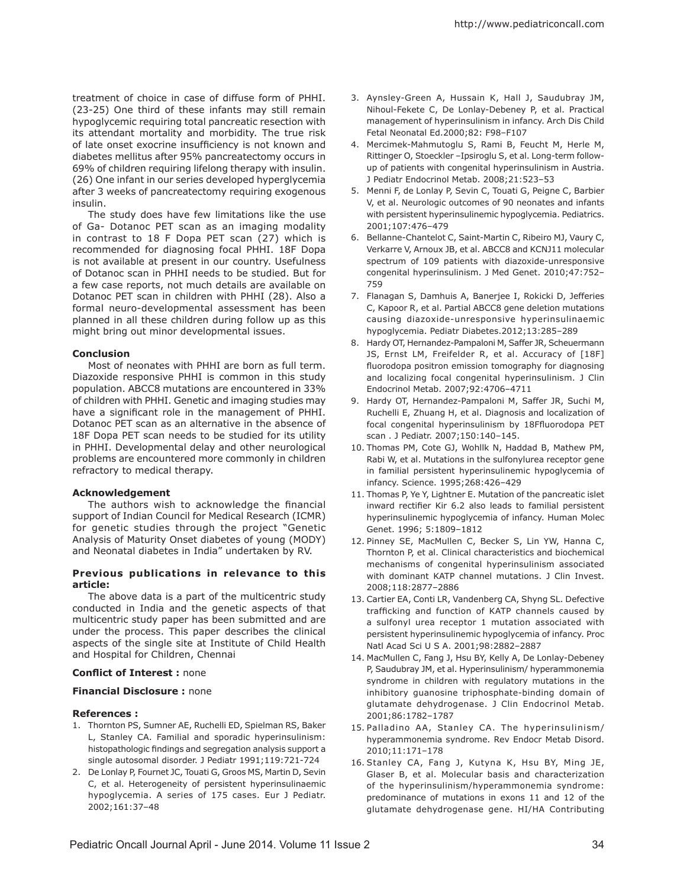treatment of choice in case of diffuse form of PHHI. (23-25) One third of these infants may still remain hypoglycemic requiring total pancreatic resection with its attendant mortality and morbidity. The true risk of late onset exocrine insufficiency is not known and diabetes mellitus after 95% pancreatectomy occurs in 69% of children requiring lifelong therapy with insulin. (26) One infant in our series developed hyperglycemia after 3 weeks of pancreatectomy requiring exogenous insulin.

The study does have few limitations like the use of Ga- Dotanoc PET scan as an imaging modality in contrast to 18 F Dopa PET scan (27) which is recommended for diagnosing focal PHHI. 18F Dopa is not available at present in our country. Usefulness of Dotanoc scan in PHHI needs to be studied. But for a few case reports, not much details are available on Dotanoc PET scan in children with PHHI (28). Also a formal neuro-developmental assessment has been planned in all these children during follow up as this might bring out minor developmental issues.

**Conclusion**

Most of neonates with PHHI are born as full term. Diazoxide responsive PHHI is common in this study population. ABCC8 mutations are encountered in 33% of children with PHHI. Genetic and imaging studies may have a significant role in the management of PHHI. Dotanoc PET scan as an alternative in the absence of 18F Dopa PET scan needs to be studied for its utility in PHHI. Developmental delay and other neurological problems are encountered more commonly in children refractory to medical therapy.

**Acknowledgement**

The authors wish to acknowledge the financial support of Indian Council for Medical Research (ICMR) for genetic studies through the project "Genetic Analysis of Maturity Onset diabetes of young (MODY) and Neonatal diabetes in India" undertaken by RV.

**Previous publications in relevance to this article:**

The above data is a part of the multicentric study conducted in India and the genetic aspects of that multicentric study paper has been submitted and are under the process. This paper describes the clinical aspects of the single site at Institute of Child Health and Hospital for Children, Chennai

**Conflict of Interest :** none

**Financial Disclosure :** none

**References :**

1. Thornton PS, Sumner AE, Ruchelli ED, Spielman RS, Baker L, Stanley CA. Familial and sporadic hyperinsulinism: histopathologic findings and segregation analysis support a single autosomal disorder. J Pediatr 1991;119:721-724
2. De Lonlay P, Fournet JC, Touati G, Groos MS, Martin D, Sevin C, et al. Heterogeneity of persistent hyperinsulinaemic hypoglycemia. A series of 175 cases. Eur J Pediatr. 2002;161:37–48
3. Aynsley-Green A, Hussain K, Hall J, Saudubray JM, Nihoul-Fekete C, De Lonlay-Debeney P, et al. Practical management of hyperinsulinism in infancy. Arch Dis Child Fetal Neonatal Ed.2000;82: F98–F107
4. Mercimek-Mahmutoglu S, Rami B, Feucht M, Herle M, Rittinger O, Stoeckler –Ipsiroglu S, et al. Long-term follow-up of patients with congenital hyperinsulinism in Austria. J Pediatr Endocrinol Metab. 2008;21:523–53
5. Menni F, de Lonlay P, Sevin C, Touati G, Peigne C, Barbier V, et al. Neurologic outcomes of 90 neonates and infants with persistent hyperinsulinemic hypoglycemia. Pediatrics. 2001;107:476–479
6. Bellanne-Chantelot C, Saint-Martin C, Ribeiro MJ, Vaury C, Verkarre V, Arnoux JB, et al. ABCC8 and KCNJ11 molecular spectrum of 109 patients with diazoxide-unresponsive congenital hyperinsulinism. J Med Genet. 2010;47:752–759
7. Flanagan S, Damhuis A, Banerjee I, Rokicki D, Jefferies C, Kapoor R, et al. Partial ABCC8 gene deletion mutations causing diazoxide-unresponsive hyperinsulinaemic hypoglycemia. Pediatr Diabetes.2012;13:285–289
8. Hardy OT, Hernandez-Pampaloni M, Saffer JR, Scheuermann JS, Ernst LM, Freifelder R, et al. Accuracy of [18F] fluorodopa positron emission tomography for diagnosing and localizing focal congenital hyperinsulinism. J Clin Endocrinol Metab. 2007;92:4706–4711
9. Hardy OT, Hernandez-Pampaloni M, Saffer JR, Suchi M, Ruchelli E, Zhuang H, et al. Diagnosis and localization of focal congenital hyperinsulinism by 18Ffluorodopa PET scan . J Pediatr. 2007;150:140–145.
10. Thomas PM, Cote GJ, Wohllk N, Haddad B, Mathew PM, Rabi W, et al. Mutations in the sulfonylurea receptor gene in familial persistent hyperinsulinemic hypoglycemia of infancy. Science. 1995;268:426–429
11. Thomas P, Ye Y, Lightner E. Mutation of the pancreatic islet inward rectifier Kir 6.2 also leads to familial persistent hyperinsulinemic hypoglycemia of infancy. Human Molec Genet. 1996; 5:1809–1812
12. Pinney SE, MacMullen C, Becker S, Lin YW, Hanna C, Thornton P, et al. Clinical characteristics and biochemical mechanisms of congenital hyperinsulinism associated with dominant KATP channel mutations. J Clin Invest. 2008;118:2877–2886
13. Cartier EA, Conti LR, Vandenberg CA, Shyng SL. Defective trafficking and function of KATP channels caused by a sulfonyl urea receptor 1 mutation associated with persistent hyperinsulinemic hypoglycemia of infancy. Proc Natl Acad Sci U S A. 2001;98:2882–2887
14. MacMullen C, Fang J, Hsu BY, Kelly A, De Lonlay-Debeney P, Saudubray JM, et al. Hyperinsulinism/ hyperammonemia syndrome in children with regulatory mutations in the inhibitory guanosine triphosphate-binding domain of glutamate dehydrogenase. J Clin Endocrinol Metab. 2001;86:1782–1787
15. Palladino AA, Stanley CA. The hyperinsulinism/ hyperammonemia syndrome. Rev Endocr Metab Disord. 2010;11:171–178
16. Stanley CA, Fang J, Kutyna K, Hsu BY, Ming JE, Glaser B, et al. Molecular basis and characterization of the hyperinsulinism/hyperammonemia syndrome: predominance of mutations in exons 11 and 12 of the glutamate dehydrogenase gene. HI/HA Contributing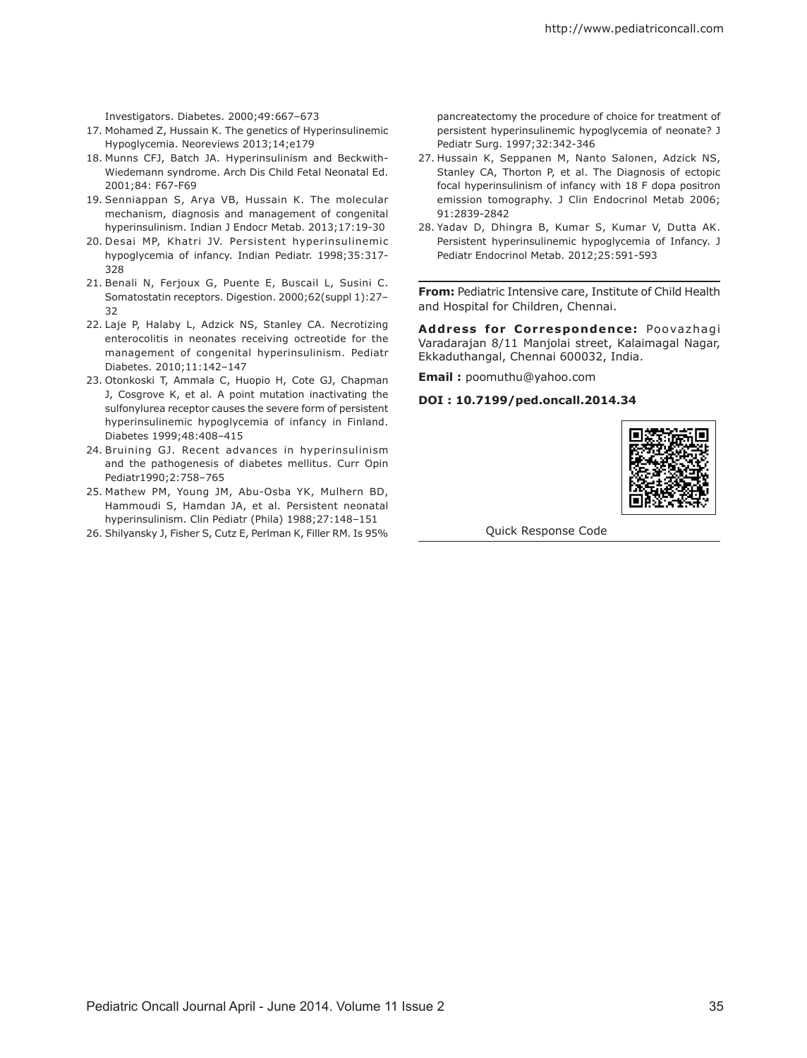Investigators. Diabetes. 2000;49:667–673

17. Mohamed Z, Hussain K. The genetics of Hyperinsulinemic Hypoglycemia. Neoreviews 2013;14;e179
18. Munns CFJ, Batch JA. Hyperinsulinism and Beckwith-Wiedemann syndrome. Arch Dis Child Fetal Neonatal Ed. 2001;84: F67-F69
19. Senniappan S, Arya VB, Hussain K. The molecular mechanism, diagnosis and management of congenital hyperinsulinism. Indian J Endocr Metab. 2013;17:19-30
20. Desai MP, Khatri JV. Persistent hyperinsulinemic hypoglycemia of infancy. Indian Pediatr. 1998;35:317-328
21. Benali N, Ferjoux G, Puente E, Buscail L, Susini C. Somatostatin receptors. Digestion. 2000;62(suppl 1):27–32
22. Laje P, Halaby L, Adzick NS, Stanley CA. Necrotizing enterocolitis in neonates receiving octreotide for the management of congenital hyperinsulinism. Pediatr Diabetes. 2010;11:142–147
23. Otonkoski T, Ammala C, Huopio H, Cote GJ, Chapman J, Cosgrove K, et al. A point mutation inactivating the sulfonylurea receptor causes the severe form of persistent hyperinsulinemic hypoglycemia of infancy in Finland. Diabetes 1999;48:408–415
24. Bruining GJ. Recent advances in hyperinsulinism and the pathogenesis of diabetes mellitus. Curr Opin Pediatr1990;2:758–765
25. Mathew PM, Young JM, Abu-Osba YK, Mulhern BD, Hammoudi S, Hamdan JA, et al. Persistent neonatal hyperinsulinism. Clin Pediatr (Phila) 1988;27:148–151
26. Shilyansky J, Fisher S, Cutz E, Perlman K, Filler RM. Is 95% pancreatectomy the procedure of choice for treatment of persistent hyperinsulinemic hypoglycemia of neonate? J Pediatr Surg. 1997;32:342-346
27. Hussain K, Seppanen M, Nanto Salonen, Adzick NS, Stanley CA, Thorton P, et al. The Diagnosis of ectopic focal hyperinsulinism of infancy with 18 F dopa positron emission tomography. J Clin Endocrinol Metab 2006; 91:2839-2842
28. Yadav D, Dhingra B, Kumar S, Kumar V, Dutta AK. Persistent hyperinsulinemic hypoglycemia of Infancy. J Pediatr Endocrinol Metab. 2012;25:591-593

**From:** Pediatric Intensive care, Institute of Child Health and Hospital for Children, Chennai.

**Address for Correspondence:** Poovazhagi Varadarajan 8/11 Manjolai street, Kalaimagal Nagar, Ekkaduthangal, Chennai 600032, India.

**Email :** poomuthu@yahoo.com

**DOI : 10.7199/ped.oncall.2014.34**

Quick Response Code